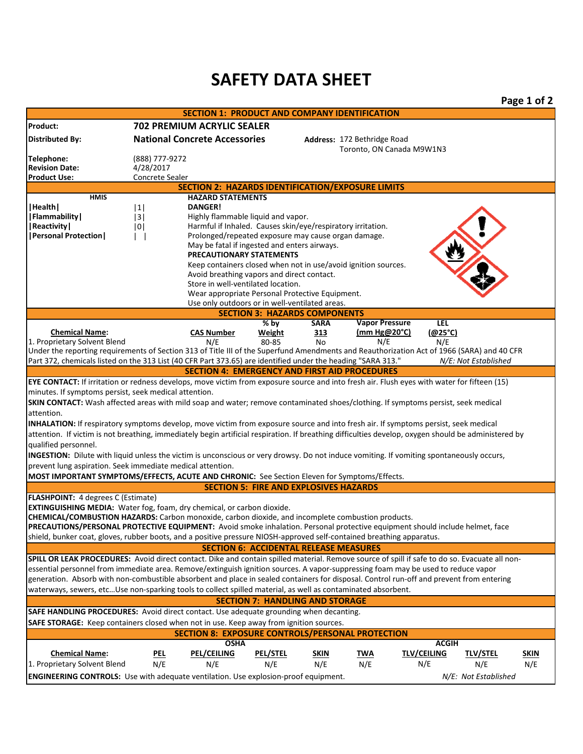# SAFETY DATA SHEET

## SECTION 1: PRODUCT AND COMPANY IDENTIFICATION

**Product:** 702 PREMIUM ACRYLIC SEALER

**Distributed By:** National Concrete Accessories

**Address:** 172 Bethridge Road, Toronto, ON Canada M9W1N3

**Telephone:** (888) 777-9272

**Revision Date:** 4/28/2017

**Product Use:** Concrete Sealer

## SECTION 2: HAZARDS IDENTIFICATION/EXPOSURE LIMITS

| HMIS | |
|---|---|
| Health | 1 |
| Flammability | 3 |
| Reactivity | 0 |
| Personal Protection | |

**HAZARD STATEMENTS**

**DANGER!**

Highly flammable liquid and vapor.
Harmful if Inhaled. Causes skin/eye/respiratory irritation.
Prolonged/repeated exposure may cause organ damage.
May be fatal if ingested and enters airways.

**PRECAUTIONARY STATEMENTS**

Keep containers closed when not in use/avoid ignition sources.
Avoid breathing vapors and direct contact.
Store in well-ventilated location.
Wear appropriate Personal Protective Equipment.
Use only outdoors or in well-ventilated areas.

## SECTION 3: HAZARDS COMPONENTS

| Chemical Name: | CAS Number | % by Weight | SARA 313 | Vapor Pressure (mm Hg@20°C) | LEL (@25°C) |
|---|---|---|---|---|---|
| 1. Proprietary Solvent Blend | N/E | 80-85 | No | N/E | N/E |

Under the reporting requirements of Section 313 of Title III of the Superfund Amendments and Reauthorization Act of 1966 (SARA) and 40 CFR Part 372, chemicals listed on the 313 List (40 CFR Part 373.65) are identified under the heading "SARA 313." *N/E: Not Established*

## SECTION 4: EMERGENCY AND FIRST AID PROCEDURES

**EYE CONTACT:** If irritation or redness develops, move victim from exposure source and into fresh air. Flush eyes with water for fifteen (15) minutes. If symptoms persist, seek medical attention.

**SKIN CONTACT:** Wash affected areas with mild soap and water; remove contaminated shoes/clothing. If symptoms persist, seek medical attention.

**INHALATION:** If respiratory symptoms develop, move victim from exposure source and into fresh air. If symptoms persist, seek medical attention. If victim is not breathing, immediately begin artificial respiration. If breathing difficulties develop, oxygen should be administered by qualified personnel.

**INGESTION:** Dilute with liquid unless the victim is unconscious or very drowsy. Do not induce vomiting. If vomiting spontaneously occurs, prevent lung aspiration. Seek immediate medical attention.

**MOST IMPORTANT SYMPTOMS/EFFECTS, ACUTE AND CHRONIC:** See Section Eleven for Symptoms/Effects.

## SECTION 5: FIRE AND EXPLOSIVES HAZARDS

**FLASHPOINT:** 4 degrees C (Estimate)

**EXTINGUISHING MEDIA:** Water fog, foam, dry chemical, or carbon dioxide.

**CHEMICAL/COMBUSTION HAZARDS:** Carbon monoxide, carbon dioxide, and incomplete combustion products.

**PRECAUTIONS/PERSONAL PROTECTIVE EQUIPMENT:** Avoid smoke inhalation. Personal protective equipment should include helmet, face shield, bunker coat, gloves, rubber boots, and a positive pressure NIOSH-approved self-contained breathing apparatus.

## SECTION 6: ACCIDENTAL RELEASE MEASURES

**SPILL OR LEAK PROCEDURES:** Avoid direct contact. Dike and contain spilled material. Remove source of spill if safe to do so. Evacuate all non-essential personnel from immediate area. Remove/extinguish ignition sources. A vapor-suppressing foam may be used to reduce vapor generation. Absorb with non-combustible absorbent and place in sealed containers for disposal. Control run-off and prevent from entering waterways, sewers, etc…Use non-sparking tools to collect spilled material, as well as contaminated absorbent.

## SECTION 7: HANDLING AND STORAGE

**SAFE HANDLING PROCEDURES:** Avoid direct contact. Use adequate grounding when decanting.

**SAFE STORAGE:** Keep containers closed when not in use. Keep away from ignition sources.

## SECTION 8: EXPOSURE CONTROLS/PERSONAL PROTECTION

| | OSHA | | | | ACGIH | | | |
|---|---|---|---|---|---|---|---|---|
| Chemical Name: | PEL | PEL/CEILING | PEL/STEL | SKIN | TWA | TLV/CEILING | TLV/STEL | SKIN |
| 1. Proprietary Solvent Blend | N/E | N/E | N/E | N/E | N/E | N/E | N/E | N/E |

**ENGINEERING CONTROLS:** Use with adequate ventilation. Use explosion-proof equipment. *N/E: Not Established*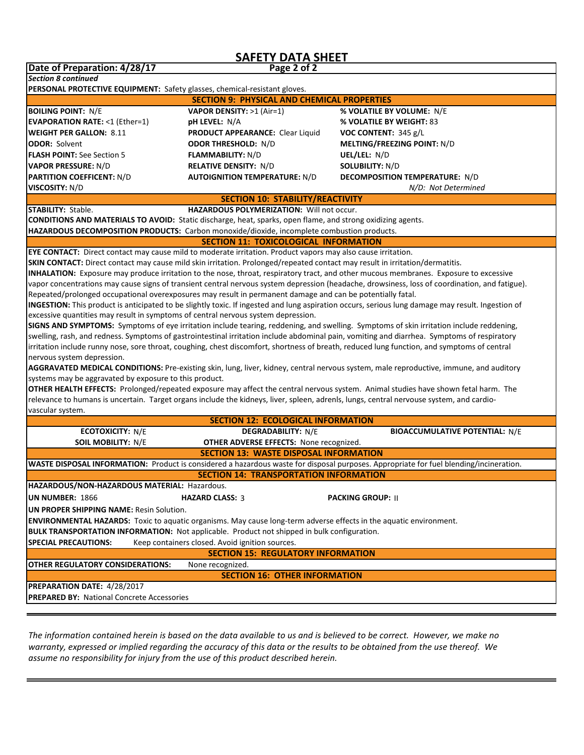# SAFETY DATA SHEET

**Date of Preparation: 4/28/17**

*Section 8 continued*

**PERSONAL PROTECTIVE EQUIPMENT:** Safety glasses, chemical-resistant gloves.

## SECTION 9: PHYSICAL AND CHEMICAL PROPERTIES

| | | |
|---|---|---|
| **BOILING POINT:** N/E | **VAPOR DENSITY:** >1 (Air=1) | **% VOLATILE BY VOLUME:** N/E |
| **EVAPORATION RATE:** <1 (Ether=1) | **pH LEVEL:** N/A | **% VOLATILE BY WEIGHT:** 83 |
| **WEIGHT PER GALLON:** 8.11 | **PRODUCT APPEARANCE:** Clear Liquid | **VOC CONTENT:** 345 g/L |
| **ODOR:** Solvent | **ODOR THRESHOLD:** N/D | **MELTING/FREEZING POINT:** N/D |
| **FLASH POINT:** See Section 5 | **FLAMMABILITY:** N/D | **UEL/LEL:** N/D |
| **VAPOR PRESSURE:** N/D | **RELATIVE DENSITY:** N/D | **SOLUBILITY:** N/D |
| **PARTITION COEFFICENT:** N/D | **AUTOIGNITION TEMPERATURE:** N/D | **DECOMPOSITION TEMPERATURE:** N/D |
| **VISCOSITY:** N/D | | *N/D: Not Determined* |

## SECTION 10: STABILITY/REACTIVITY

**STABILITY:** Stable. **HAZARDOUS POLYMERIZATION:** Will not occur.

**CONDITIONS AND MATERIALS TO AVOID:** Static discharge, heat, sparks, open flame, and strong oxidizing agents.

**HAZARDOUS DECOMPOSITION PRODUCTS:** Carbon monoxide/dioxide, incomplete combustion products.

## SECTION 11: TOXICOLOGICAL INFORMATION

**EYE CONTACT:** Direct contact may cause mild to moderate irritation. Product vapors may also cause irritation.

**SKIN CONTACT:** Direct contact may cause mild skin irritation. Prolonged/repeated contact may result in irritation/dermatitis.

**INHALATION:** Exposure may produce irritation to the nose, throat, respiratory tract, and other mucous membranes. Exposure to excessive vapor concentrations may cause signs of transient central nervous system depression (headache, drowsiness, loss of coordination, and fatigue). Repeated/prolonged occupational overexposures may result in permanent damage and can be potentially fatal.

**INGESTION:** This product is anticipated to be slightly toxic. If ingested and lung aspiration occurs, serious lung damage may result. Ingestion of excessive quantities may result in symptoms of central nervous system depression.

**SIGNS AND SYMPTOMS:** Symptoms of eye irritation include tearing, reddening, and swelling. Symptoms of skin irritation include reddening, swelling, rash, and redness. Symptoms of gastrointestinal irritation include abdominal pain, vomiting and diarrhea. Symptoms of respiratory irritation include runny nose, sore throat, coughing, chest discomfort, shortness of breath, reduced lung function, and symptoms of central nervous system depression.

**AGGRAVATED MEDICAL CONDITIONS:** Pre-existing skin, lung, liver, kidney, central nervous system, male reproductive, immune, and auditory systems may be aggravated by exposure to this product.

**OTHER HEALTH EFFECTS:** Prolonged/repeated exposure may affect the central nervous system. Animal studies have shown fetal harm. The relevance to humans is uncertain. Target organs include the kidneys, liver, spleen, adrenls, lungs, central nervouse system, and cardio-vascular system.

## SECTION 12: ECOLOGICAL INFORMATION

| | | |
|---|---|---|
| **ECOTOXICITY:** N/E | **DEGRADABILITY:** N/E | **BIOACCUMULATIVE POTENTIAL:** N/E |
| **SOIL MOBILITY:** N/E | **OTHER ADVERSE EFFECTS:** None recognized. | |

## SECTION 13: WASTE DISPOSAL INFORMATION

**WASTE DISPOSAL INFORMATION:** Product is considered a hazardous waste for disposal purposes. Appropriate for fuel blending/incineration.

## SECTION 14: TRANSPORTATION INFORMATION

**HAZARDOUS/NON-HAZARDOUS MATERIAL:** Hazardous.

**UN NUMBER:** 1866 **HAZARD CLASS:** 3 **PACKING GROUP:** II

**UN PROPER SHIPPING NAME:** Resin Solution.

**ENVIRONMENTAL HAZARDS:** Toxic to aquatic organisms. May cause long-term adverse effects in the aquatic environment.

**BULK TRANSPORTATION INFORMATION:** Not applicable. Product not shipped in bulk configuration.

**SPECIAL PRECAUTIONS:** Keep containers closed. Avoid ignition sources.

## SECTION 15: REGULATORY INFORMATION

**OTHER REGULATORY CONSIDERATIONS:** None recognized.

## SECTION 16: OTHER INFORMATION

**PREPARATION DATE:** 4/28/2017

**PREPARED BY:** National Concrete Accessories

*The information contained herein is based on the data available to us and is believed to be correct. However, we make no warranty, expressed or implied regarding the accuracy of this data or the results to be obtained from the use thereof. We assume no responsibility for injury from the use of this product described herein.*